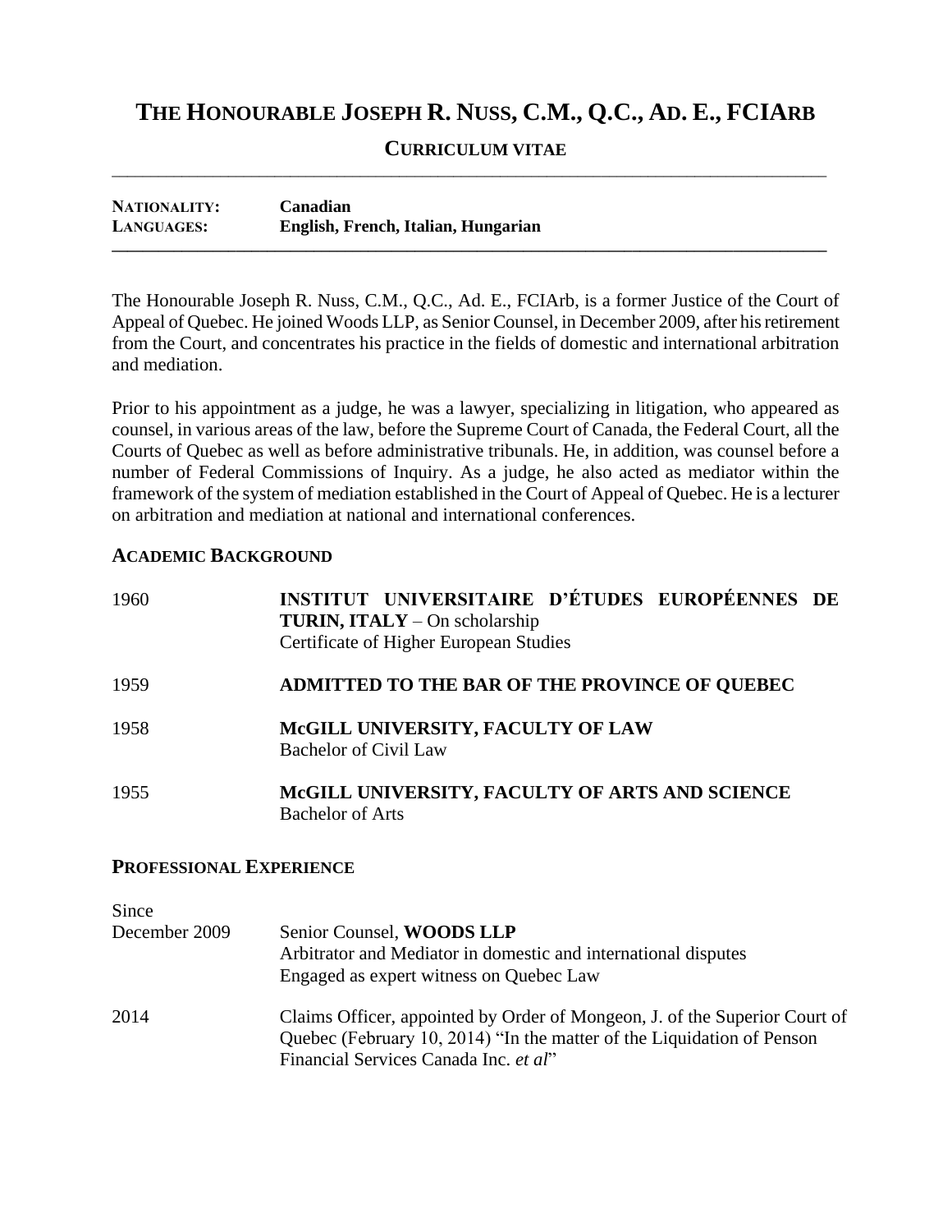# THE HONOURABLE JOSEPH R. NUSS, C.M., Q.C., AD. E., FCIARB

## CURRICULUM VITAE

**NATIONALITY:** **Canadian**
**LANGUAGES:** **English, French, Italian, Hungarian**

The Honourable Joseph R. Nuss, C.M., Q.C., Ad. E., FCIArb, is a former Justice of the Court of Appeal of Quebec. He joined Woods LLP, as Senior Counsel, in December 2009, after his retirement from the Court, and concentrates his practice in the fields of domestic and international arbitration and mediation.

Prior to his appointment as a judge, he was a lawyer, specializing in litigation, who appeared as counsel, in various areas of the law, before the Supreme Court of Canada, the Federal Court, all the Courts of Quebec as well as before administrative tribunals. He, in addition, was counsel before a number of Federal Commissions of Inquiry. As a judge, he also acted as mediator within the framework of the system of mediation established in the Court of Appeal of Quebec. He is a lecturer on arbitration and mediation at national and international conferences.

### ACADEMIC BACKGROUND

| | |
|---|---|
| 1960 | **INSTITUT UNIVERSITAIRE D'ÉTUDES EUROPÉENNES DE TURIN, ITALY** – On scholarship<br>Certificate of Higher European Studies |
| 1959 | **ADMITTED TO THE BAR OF THE PROVINCE OF QUEBEC** |
| 1958 | **McGILL UNIVERSITY, FACULTY OF LAW**<br>Bachelor of Civil Law |
| 1955 | **McGILL UNIVERSITY, FACULTY OF ARTS AND SCIENCE**<br>Bachelor of Arts |

### PROFESSIONAL EXPERIENCE

| | |
|---|---|
| Since December 2009 | Senior Counsel, **WOODS LLP**<br>Arbitrator and Mediator in domestic and international disputes<br>Engaged as expert witness on Quebec Law |
| 2014 | Claims Officer, appointed by Order of Mongeon, J. of the Superior Court of Quebec (February 10, 2014) "In the matter of the Liquidation of Penson Financial Services Canada Inc. *et al*" |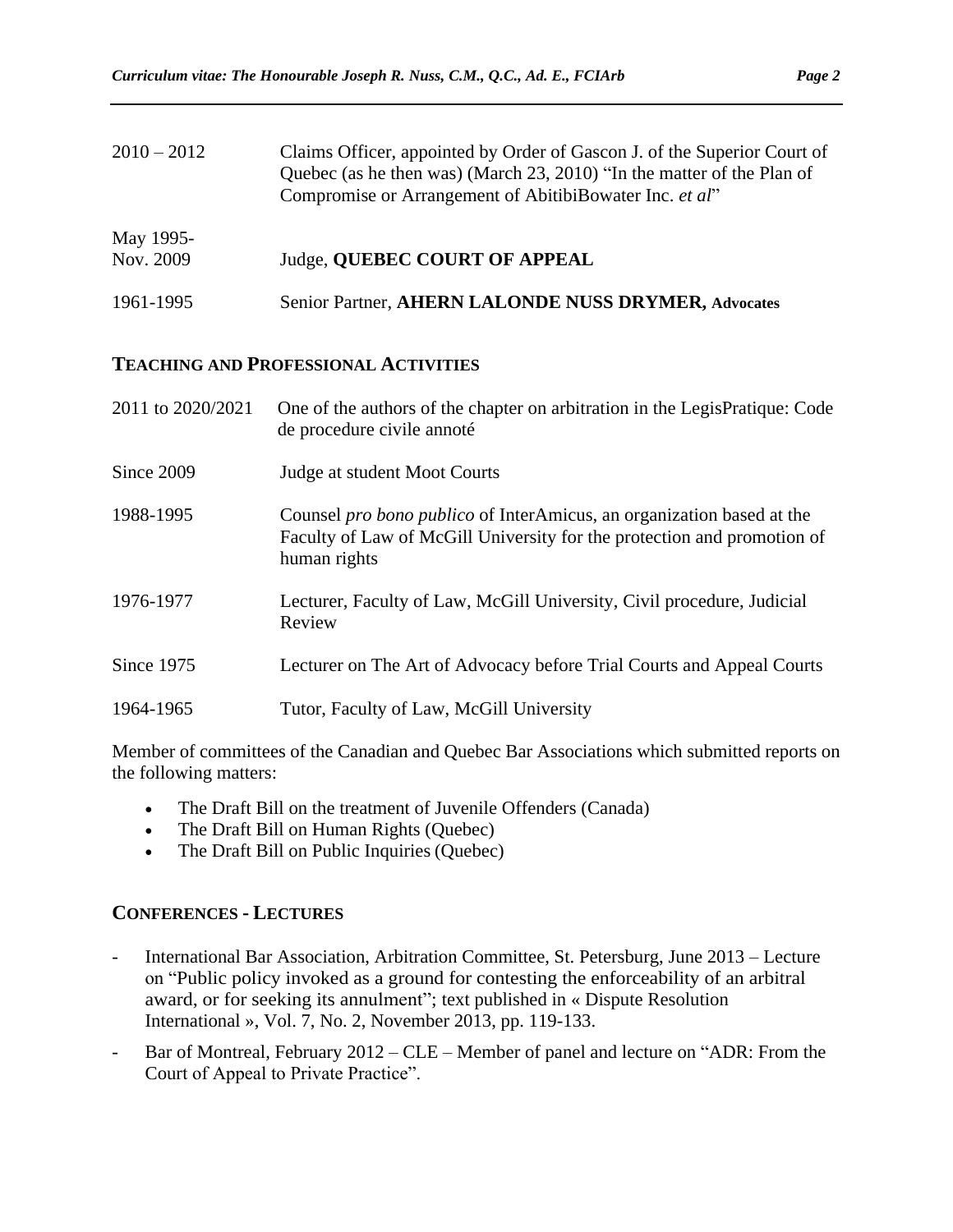| | |
|---|---|
| 2010 – 2012 | Claims Officer, appointed by Order of Gascon J. of the Superior Court of Quebec (as he then was) (March 23, 2010) "In the matter of the Plan of Compromise or Arrangement of AbitibiBowater Inc. *et al*" |
| May 1995- Nov. 2009 | Judge, **QUEBEC COURT OF APPEAL** |
| 1961-1995 | Senior Partner, **AHERN LALONDE NUSS DRYMER, Advocates** |

## TEACHING AND PROFESSIONAL ACTIVITIES

| | |
|---|---|
| 2011 to 2020/2021 | One of the authors of the chapter on arbitration in the LegisPratique: Code de procedure civile annoté |
| Since 2009 | Judge at student Moot Courts |
| 1988-1995 | Counsel *pro bono publico* of InterAmicus, an organization based at the Faculty of Law of McGill University for the protection and promotion of human rights |
| 1976-1977 | Lecturer, Faculty of Law, McGill University, Civil procedure, Judicial Review |
| Since 1975 | Lecturer on The Art of Advocacy before Trial Courts and Appeal Courts |
| 1964-1965 | Tutor, Faculty of Law, McGill University |

Member of committees of the Canadian and Quebec Bar Associations which submitted reports on the following matters:

- The Draft Bill on the treatment of Juvenile Offenders (Canada)
- The Draft Bill on Human Rights (Quebec)
- The Draft Bill on Public Inquiries (Quebec)

## CONFERENCES - LECTURES

- International Bar Association, Arbitration Committee, St. Petersburg, June 2013 – Lecture on "Public policy invoked as a ground for contesting the enforceability of an arbitral award, or for seeking its annulment"; text published in « Dispute Resolution International », Vol. 7, No. 2, November 2013, pp. 119-133.
- Bar of Montreal, February 2012 – CLE – Member of panel and lecture on "ADR: From the Court of Appeal to Private Practice".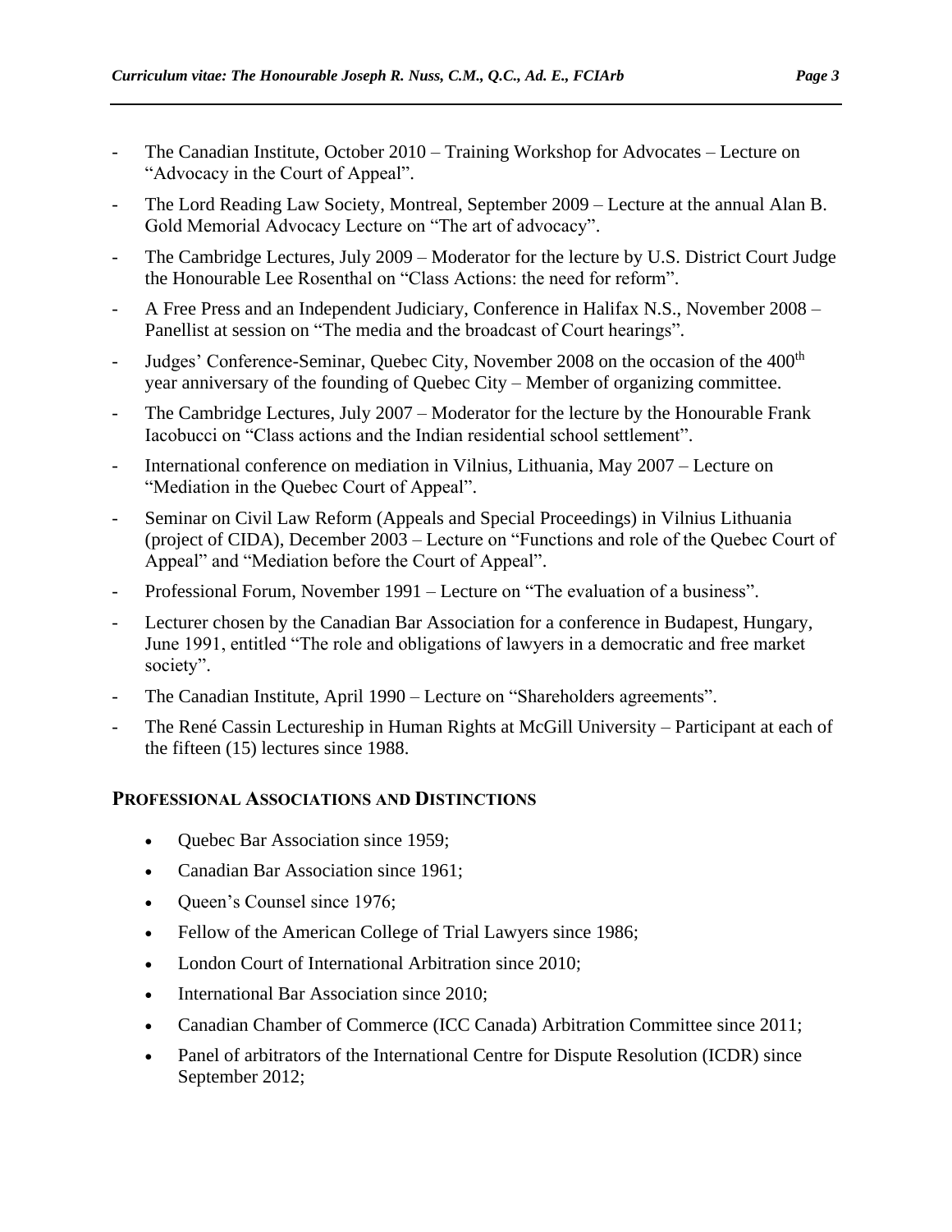- The Canadian Institute, October 2010 – Training Workshop for Advocates – Lecture on "Advocacy in the Court of Appeal".
- The Lord Reading Law Society, Montreal, September 2009 – Lecture at the annual Alan B. Gold Memorial Advocacy Lecture on "The art of advocacy".
- The Cambridge Lectures, July 2009 – Moderator for the lecture by U.S. District Court Judge the Honourable Lee Rosenthal on "Class Actions: the need for reform".
- A Free Press and an Independent Judiciary, Conference in Halifax N.S., November 2008 – Panellist at session on "The media and the broadcast of Court hearings".
- Judges' Conference-Seminar, Quebec City, November 2008 on the occasion of the 400th year anniversary of the founding of Quebec City – Member of organizing committee.
- The Cambridge Lectures, July 2007 – Moderator for the lecture by the Honourable Frank Iacobucci on "Class actions and the Indian residential school settlement".
- International conference on mediation in Vilnius, Lithuania, May 2007 – Lecture on "Mediation in the Quebec Court of Appeal".
- Seminar on Civil Law Reform (Appeals and Special Proceedings) in Vilnius Lithuania (project of CIDA), December 2003 – Lecture on "Functions and role of the Quebec Court of Appeal" and "Mediation before the Court of Appeal".
- Professional Forum, November 1991 – Lecture on "The evaluation of a business".
- Lecturer chosen by the Canadian Bar Association for a conference in Budapest, Hungary, June 1991, entitled "The role and obligations of lawyers in a democratic and free market society".
- The Canadian Institute, April 1990 – Lecture on "Shareholders agreements".
- The René Cassin Lectureship in Human Rights at McGill University – Participant at each of the fifteen (15) lectures since 1988.

## PROFESSIONAL ASSOCIATIONS AND DISTINCTIONS

- Quebec Bar Association since 1959;
- Canadian Bar Association since 1961;
- Queen's Counsel since 1976;
- Fellow of the American College of Trial Lawyers since 1986;
- London Court of International Arbitration since 2010;
- International Bar Association since 2010;
- Canadian Chamber of Commerce (ICC Canada) Arbitration Committee since 2011;
- Panel of arbitrators of the International Centre for Dispute Resolution (ICDR) since September 2012;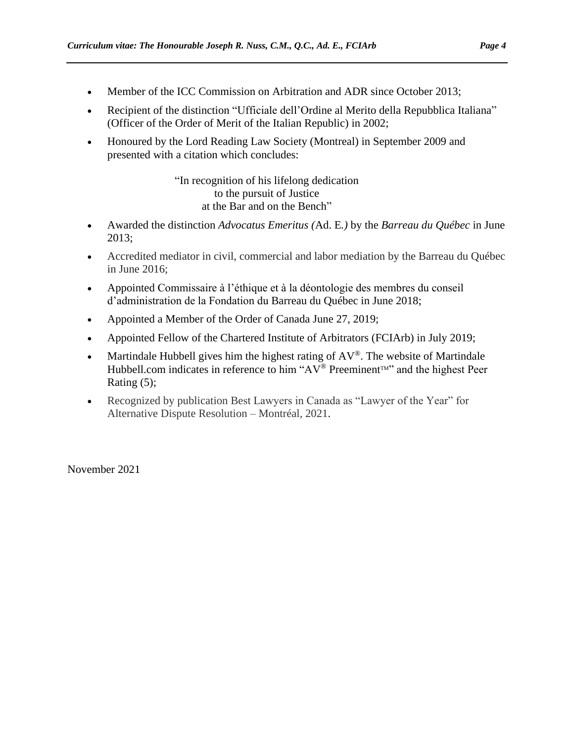- Member of the ICC Commission on Arbitration and ADR since October 2013;
- Recipient of the distinction "Ufficiale dell'Ordine al Merito della Repubblica Italiana" (Officer of the Order of Merit of the Italian Republic) in 2002;
- Honoured by the Lord Reading Law Society (Montreal) in September 2009 and presented with a citation which concludes:

  "In recognition of his lifelong dedication  
  to the pursuit of Justice  
  at the Bar and on the Bench"

- Awarded the distinction *Advocatus Emeritus (*Ad. E*.)* by the *Barreau du Québec* in June 2013;
- Accredited mediator in civil, commercial and labor mediation by the Barreau du Québec in June 2016;
- Appointed Commissaire à l'éthique et à la déontologie des membres du conseil d'administration de la Fondation du Barreau du Québec in June 2018;
- Appointed a Member of the Order of Canada June 27, 2019;
- Appointed Fellow of the Chartered Institute of Arbitrators (FCIArb) in July 2019;
- Martindale Hubbell gives him the highest rating of AV®. The website of Martindale Hubbell.com indicates in reference to him "AV® Preeminent™" and the highest Peer Rating (5);
- Recognized by publication Best Lawyers in Canada as "Lawyer of the Year" for Alternative Dispute Resolution – Montréal, 2021.

November 2021